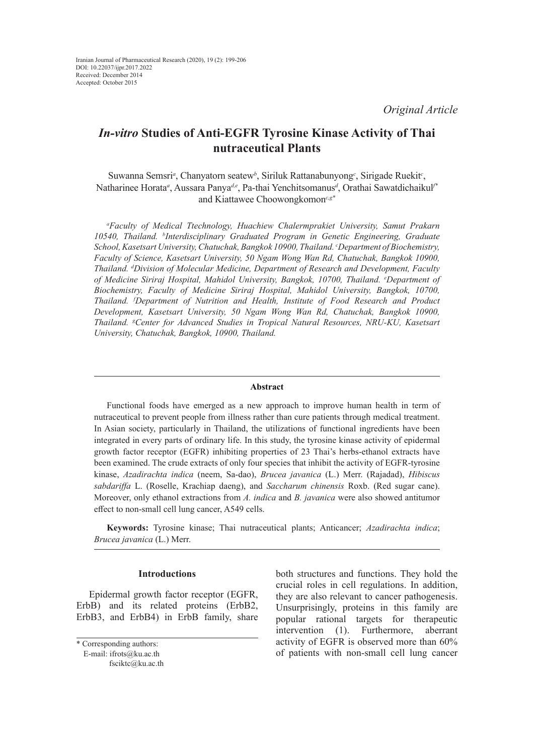Iranian Journal of Pharmaceutical Research (2020), 19 (2): 199-206
DOI: 10.22037/ijpr.2017.2022
Received: December 2014
Accepted: October 2015

*Original Article*

# *In-vitro* Studies of Anti-EGFR Tyrosine Kinase Activity of Thai nutraceutical Plants

Suwanna Semsri[a], Chanyatorn seatew[b], Siriluk Rattanabunyong[c], Sirigade Ruekit[c], Natharinee Horata[a], Aussara Panya[d,e], Pa-thai Yenchitsomanus[d], Orathai Sawatdichaikul[f*] and Kiattawee Choowongkomon[c,g*]

*[a]Faculty of Medical Ttechnology, Huachiew Chalermprakiet University, Samut Prakarn 10540, Thailand. [b]Interdisciplinary Graduated Program in Genetic Engineering, Graduate School, Kasetsart University, Chatuchak, Bangkok 10900, Thailand. [c]Department of Biochemistry, Faculty of Science, Kasetsart University, 50 Ngam Wong Wan Rd, Chatuchak, Bangkok 10900, Thailand. [d]Division of Molecular Medicine, Department of Research and Development, Faculty of Medicine Siriraj Hospital, Mahidol University, Bangkok, 10700, Thailand. [e]Department of Biochemistry, Faculty of Medicine Siriraj Hospital, Mahidol University, Bangkok, 10700, Thailand. [f]Department of Nutrition and Health, Institute of Food Research and Product Development, Kasetsart University, 50 Ngam Wong Wan Rd, Chatuchak, Bangkok 10900, Thailand. [g]Center for Advanced Studies in Tropical Natural Resources, NRU-KU, Kasetsart University, Chatuchak, Bangkok, 10900, Thailand.*

## Abstract

Functional foods have emerged as a new approach to improve human health in term of nutraceutical to prevent people from illness rather than cure patients through medical treatment. In Asian society, particularly in Thailand, the utilizations of functional ingredients have been integrated in every parts of ordinary life. In this study, the tyrosine kinase activity of epidermal growth factor receptor (EGFR) inhibiting properties of 23 Thai's herbs-ethanol extracts have been examined. The crude extracts of only four species that inhibit the activity of EGFR-tyrosine kinase, *Azadirachta indica* (neem, Sa-dao), *Brucea javanica* (L.) Merr. (Rajadad), *Hibiscus sabdariffa* L. (Roselle, Krachiap daeng), and *Saccharum chinensis* Roxb. (Red sugar cane). Moreover, only ethanol extractions from *A. indica* and *B. javanica* were also showed antitumor effect to non-small cell lung cancer, A549 cells.

**Keywords:** Tyrosine kinase; Thai nutraceutical plants; Anticancer; *Azadirachta indica*; *Brucea javanica* (L.) Merr.

## Introductions

Epidermal growth factor receptor (EGFR, ErbB) and its related proteins (ErbB2, ErbB3, and ErbB4) in ErbB family, share both structures and functions. They hold the crucial roles in cell regulations. In addition, they are also relevant to cancer pathogenesis. Unsurprisingly, proteins in this family are popular rational targets for therapeutic intervention (1). Furthermore, aberrant activity of EGFR is observed more than 60% of patients with non-small cell lung cancer

\* Corresponding authors:
E-mail: ifrots@ku.ac.th
fsciktc@ku.ac.th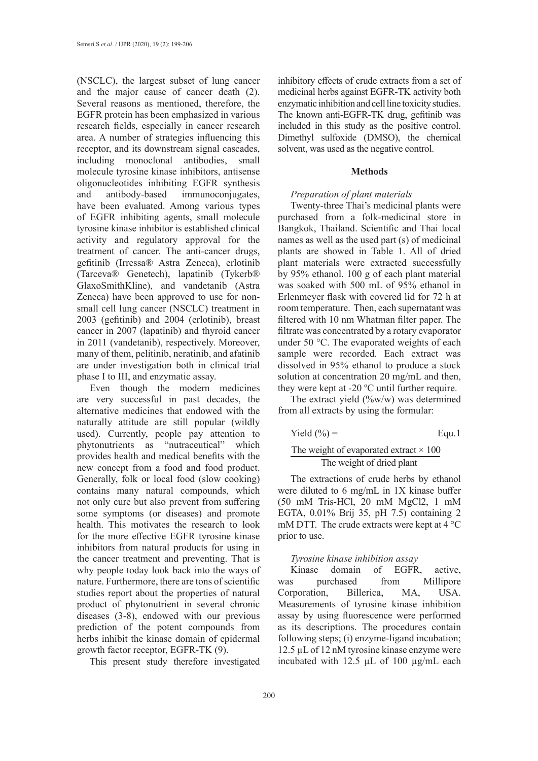(NSCLC), the largest subset of lung cancer and the major cause of cancer death (2). Several reasons as mentioned, therefore, the EGFR protein has been emphasized in various research fields, especially in cancer research area. A number of strategies influencing this receptor, and its downstream signal cascades, including monoclonal antibodies, small molecule tyrosine kinase inhibitors, antisense oligonucleotides inhibiting EGFR synthesis and antibody-based immunoconjugates, have been evaluated. Among various types of EGFR inhibiting agents, small molecule tyrosine kinase inhibitor is established clinical activity and regulatory approval for the treatment of cancer. The anti-cancer drugs, gefitinib (Irressa® Astra Zeneca), erlotinib (Tarceva® Genetech), lapatinib (Tykerb® GlaxoSmithKline), and vandetanib (Astra Zeneca) have been approved to use for non-small cell lung cancer (NSCLC) treatment in 2003 (gefitinib) and 2004 (erlotinib), breast cancer in 2007 (lapatinib) and thyroid cancer in 2011 (vandetanib), respectively. Moreover, many of them, pelitinib, neratinib, and afatinib are under investigation both in clinical trial phase I to III, and enzymatic assay.

Even though the modern medicines are very successful in past decades, the alternative medicines that endowed with the naturally attitude are still popular (wildly used). Currently, people pay attention to phytonutrients as "nutraceutical" which provides health and medical benefits with the new concept from a food and food product. Generally, folk or local food (slow cooking) contains many natural compounds, which not only cure but also prevent from suffering some symptoms (or diseases) and promote health. This motivates the research to look for the more effective EGFR tyrosine kinase inhibitors from natural products for using in the cancer treatment and preventing. That is why people today look back into the ways of nature. Furthermore, there are tons of scientific studies report about the properties of natural product of phytonutrient in several chronic diseases (3-8), endowed with our previous prediction of the potent compounds from herbs inhibit the kinase domain of epidermal growth factor receptor, EGFR-TK (9).

This present study therefore investigated inhibitory effects of crude extracts from a set of medicinal herbs against EGFR-TK activity both enzymatic inhibition and cell line toxicity studies. The known anti-EGFR-TK drug, gefitinib was included in this study as the positive control. Dimethyl sulfoxide (DMSO), the chemical solvent, was used as the negative control.

## Methods

### *Preparation of plant materials*

Twenty-three Thai's medicinal plants were purchased from a folk-medicinal store in Bangkok, Thailand. Scientific and Thai local names as well as the used part (s) of medicinal plants are showed in Table 1. All of dried plant materials were extracted successfully by 95% ethanol. 100 g of each plant material was soaked with 500 mL of 95% ethanol in Erlenmeyer flask with covered lid for 72 h at room temperature. Then, each supernatant was filtered with 10 nm Whatman filter paper. The filtrate was concentrated by a rotary evaporator under 50 °C. The evaporated weights of each sample were recorded. Each extract was dissolved in 95% ethanol to produce a stock solution at concentration 20 mg/mL and then, they were kept at -20 ºC until further require.

The extract yield (%w/w) was determined from all extracts by using the formular:

$$\text{Yield (\%)} = \frac{\text{The weight of evaporated extract} \times 100}{\text{The weight of dried plant}} \qquad \text{Equ.1}$$

The extractions of crude herbs by ethanol were diluted to 6 mg/mL in 1X kinase buffer (50 mM Tris-HCl, 20 mM $MgCl_2$, 1 mM EGTA, 0.01% Brij 35, pH 7.5) containing 2 mM DTT. The crude extracts were kept at 4 °C prior to use.

### *Tyrosine kinase inhibition assay*

Kinase domain of EGFR, active, was purchased from Millipore Corporation, Billerica, MA, USA. Measurements of tyrosine kinase inhibition assay by using fluorescence were performed as its descriptions. The procedures contain following steps; (i) enzyme-ligand incubation; 12.5 µL of 12 nM tyrosine kinase enzyme were incubated with 12.5 µL of 100 µg/mL each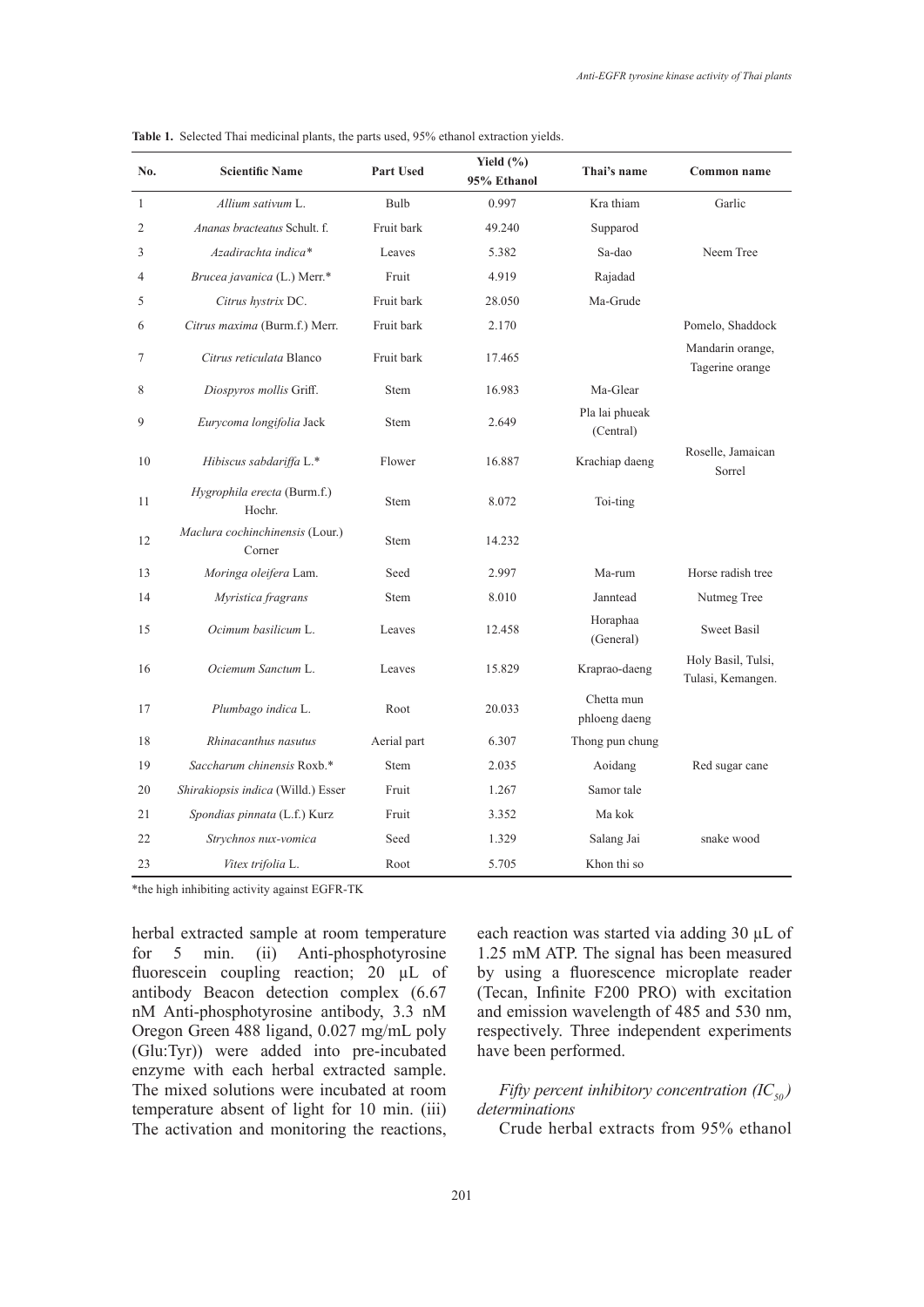**Table 1.** Selected Thai medicinal plants, the parts used, 95% ethanol extraction yields.

| No. | Scientific Name | Part Used | Yield (%) 95% Ethanol | Thai's name | Common name |
|---|---|---|---|---|---|
| 1 | *Allium sativum* L. | Bulb | 0.997 | Kra thiam | Garlic |
| 2 | *Ananas bracteatus* Schult. f. | Fruit bark | 49.240 | Supparod | |
| 3 | *Azadirachta indica** | Leaves | 5.382 | Sa-dao | Neem Tree |
| 4 | *Brucea javanica* (L.) Merr.* | Fruit | 4.919 | Rajadad | |
| 5 | *Citrus hystrix* DC. | Fruit bark | 28.050 | Ma-Grude | |
| 6 | *Citrus maxima* (Burm.f.) Merr. | Fruit bark | 2.170 | | Pomelo, Shaddock |
| 7 | *Citrus reticulata* Blanco | Fruit bark | 17.465 | | Mandarin orange, Tagerine orange |
| 8 | *Diospyros mollis* Griff. | Stem | 16.983 | Ma-Glear | |
| 9 | *Eurycoma longifolia* Jack | Stem | 2.649 | Pla lai phueak (Central) | |
| 10 | *Hibiscus sabdariffa* L.* | Flower | 16.887 | Krachiap daeng | Roselle, Jamaican Sorrel |
| 11 | *Hygrophila erecta* (Burm.f.) Hochr. | Stem | 8.072 | Toi-ting | |
| 12 | *Maclura cochinchinensis* (Lour.) Corner | Stem | 14.232 | | |
| 13 | *Moringa oleifera* Lam. | Seed | 2.997 | Ma-rum | Horse radish tree |
| 14 | *Myristica fragrans* | Stem | 8.010 | Janntead | Nutmeg Tree |
| 15 | *Ocimum basilicum* L. | Leaves | 12.458 | Horaphaa (General) | Sweet Basil |
| 16 | *Ociemum Sanctum* L. | Leaves | 15.829 | Kraprao-daeng | Holy Basil, Tulsi, Tulasi, Kemangen. |
| 17 | *Plumbago indica* L. | Root | 20.033 | Chetta mun phloeng daeng | |
| 18 | *Rhinacanthus nasutus* | Aerial part | 6.307 | Thong pun chung | |
| 19 | *Saccharum chinensis* Roxb.* | Stem | 2.035 | Aoidang | Red sugar cane |
| 20 | *Shirakiopsis indica* (Willd.) Esser | Fruit | 1.267 | Samor tale | |
| 21 | *Spondias pinnata* (L.f.) Kurz | Fruit | 3.352 | Ma kok | |
| 22 | *Strychnos nux-vomica* | Seed | 1.329 | Salang Jai | snake wood |
| 23 | *Vitex trifolia* L. | Root | 5.705 | Khon thi so | |

*the high inhibiting activity against EGFR-TK

herbal extracted sample at room temperature for 5 min. (ii) Anti-phosphotyrosine fluorescein coupling reaction; 20 µL of antibody Beacon detection complex (6.67 nM Anti-phosphotyrosine antibody, 3.3 nM Oregon Green 488 ligand, 0.027 mg/mL poly (Glu:Tyr)) were added into pre-incubated enzyme with each herbal extracted sample. The mixed solutions were incubated at room temperature absent of light for 10 min. (iii) The activation and monitoring the reactions, each reaction was started via adding 30 µL of 1.25 mM ATP. The signal has been measured by using a fluorescence microplate reader (Tecan, Infinite F200 PRO) with excitation and emission wavelength of 485 and 530 nm, respectively. Three independent experiments have been performed.

*Fifty percent inhibitory concentration ($IC_{50}$) determinations*

Crude herbal extracts from 95% ethanol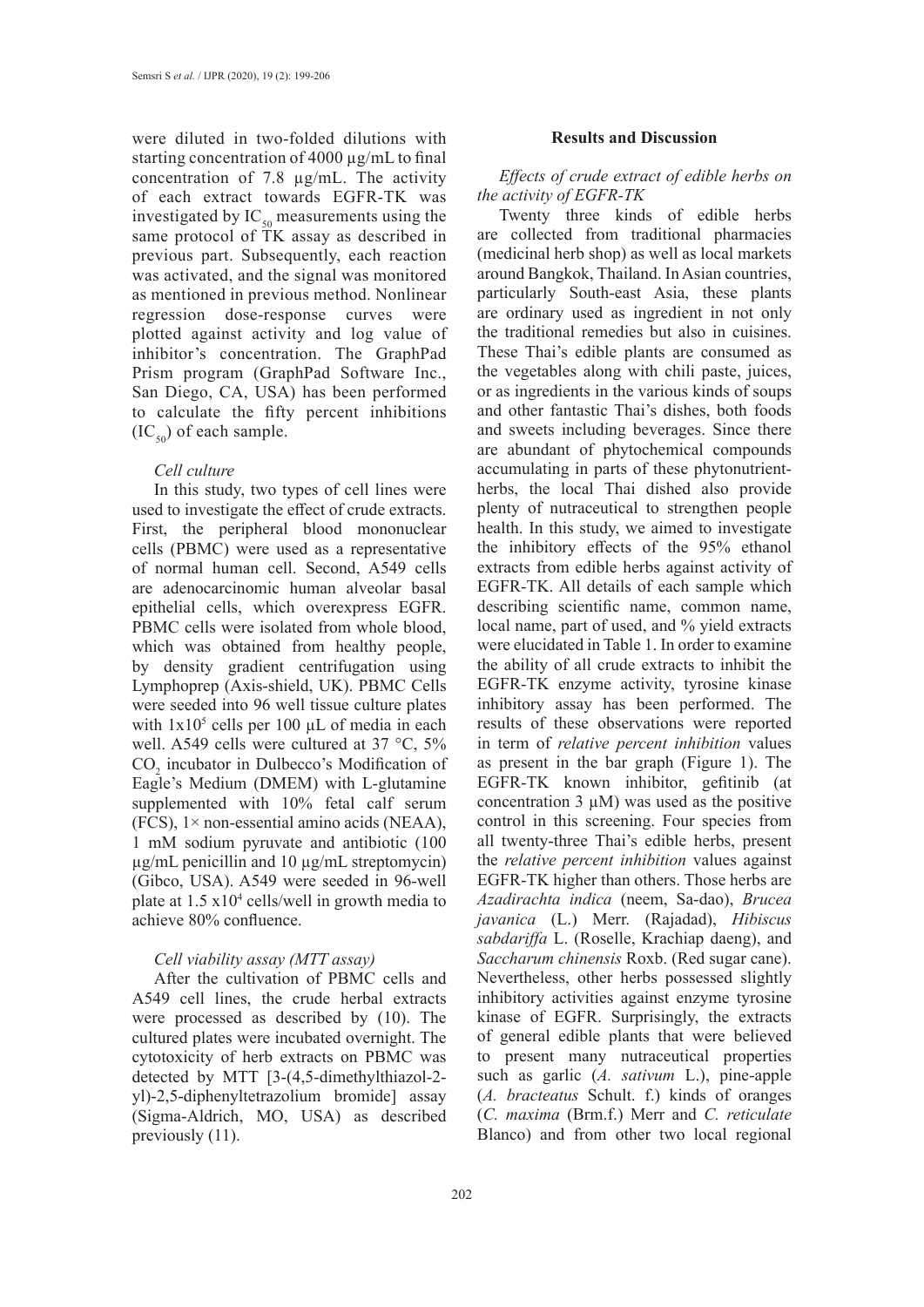were diluted in two-folded dilutions with starting concentration of 4000 µg/mL to final concentration of 7.8 µg/mL. The activity of each extract towards EGFR-TK was investigated by $IC_{50}$ measurements using the same protocol of TK assay as described in previous part. Subsequently, each reaction was activated, and the signal was monitored as mentioned in previous method. Nonlinear regression dose-response curves were plotted against activity and log value of inhibitor's concentration. The GraphPad Prism program (GraphPad Software Inc., San Diego, CA, USA) has been performed to calculate the fifty percent inhibitions ($IC_{50}$) of each sample.

*Cell culture*

In this study, two types of cell lines were used to investigate the effect of crude extracts. First, the peripheral blood mononuclear cells (PBMC) were used as a representative of normal human cell. Second, A549 cells are adenocarcinomic human alveolar basal epithelial cells, which overexpress EGFR. PBMC cells were isolated from whole blood, which was obtained from healthy people, by density gradient centrifugation using Lymphoprep (Axis-shield, UK). PBMC Cells were seeded into 96 well tissue culture plates with $1x10^5$ cells per 100 µL of media in each well. A549 cells were cultured at 37 °C, 5% $CO_2$ incubator in Dulbecco's Modification of Eagle's Medium (DMEM) with L-glutamine supplemented with 10% fetal calf serum (FCS), 1× non-essential amino acids (NEAA), 1 mM sodium pyruvate and antibiotic (100 µg/mL penicillin and 10 µg/mL streptomycin) (Gibco, USA). A549 were seeded in 96-well plate at $1.5 x10^4$ cells/well in growth media to achieve 80% confluence.

*Cell viability assay (MTT assay)*

After the cultivation of PBMC cells and A549 cell lines, the crude herbal extracts were processed as described by (10). The cultured plates were incubated overnight. The cytotoxicity of herb extracts on PBMC was detected by MTT [3-(4,5-dimethylthiazol-2-yl)-2,5-diphenyltetrazolium bromide] assay (Sigma-Aldrich, MO, USA) as described previously (11).

## Results and Discussion

*Effects of crude extract of edible herbs on the activity of EGFR-TK*

Twenty three kinds of edible herbs are collected from traditional pharmacies (medicinal herb shop) as well as local markets around Bangkok, Thailand. In Asian countries, particularly South-east Asia, these plants are ordinary used as ingredient in not only the traditional remedies but also in cuisines. These Thai's edible plants are consumed as the vegetables along with chili paste, juices, or as ingredients in the various kinds of soups and other fantastic Thai's dishes, both foods and sweets including beverages. Since there are abundant of phytochemical compounds accumulating in parts of these phytonutrient-herbs, the local Thai dished also provide plenty of nutraceutical to strengthen people health. In this study, we aimed to investigate the inhibitory effects of the 95% ethanol extracts from edible herbs against activity of EGFR-TK. All details of each sample which describing scientific name, common name, local name, part of used, and % yield extracts were elucidated in Table 1. In order to examine the ability of all crude extracts to inhibit the EGFR-TK enzyme activity, tyrosine kinase inhibitory assay has been performed. The results of these observations were reported in term of *relative percent inhibition* values as present in the bar graph (Figure 1). The EGFR-TK known inhibitor, gefitinib (at concentration 3 µM) was used as the positive control in this screening. Four species from all twenty-three Thai's edible herbs, present the *relative percent inhibition* values against EGFR-TK higher than others. Those herbs are *Azadirachta indica* (neem, Sa-dao), *Brucea javanica* (L.) Merr. (Rajadad), *Hibiscus sabdariffa* L. (Roselle, Krachiap daeng), and *Saccharum chinensis* Roxb. (Red sugar cane). Nevertheless, other herbs possessed slightly inhibitory activities against enzyme tyrosine kinase of EGFR. Surprisingly, the extracts of general edible plants that were believed to present many nutraceutical properties such as garlic (*A. sativum* L.), pine-apple (*A. bracteatus* Schult. f.) kinds of oranges (*C. maxima* (Brm.f.) Merr and *C. reticulate* Blanco) and from other two local regional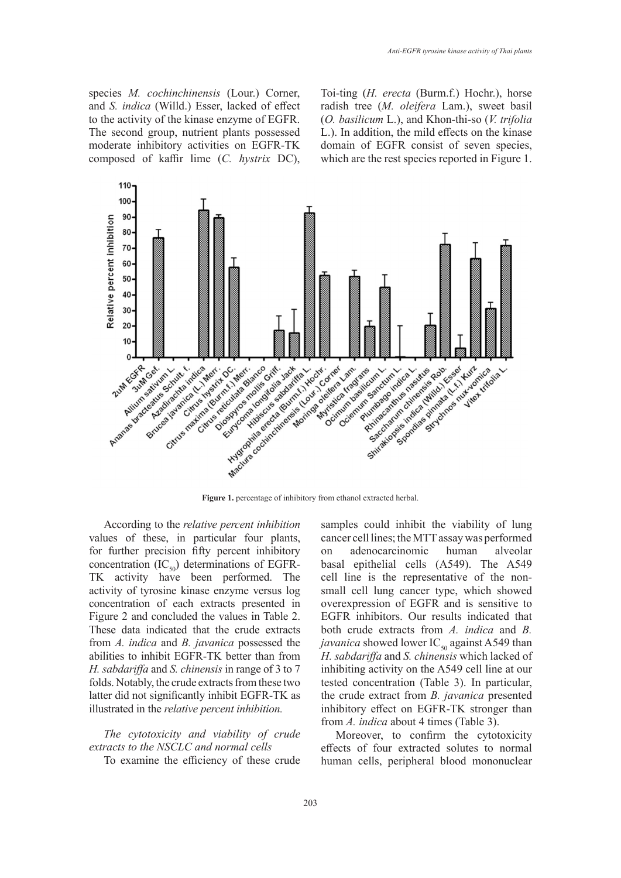species *M. cochinchinensis* (Lour.) Corner, and *S. indica* (Willd.) Esser, lacked of effect to the activity of the kinase enzyme of EGFR. The second group, nutrient plants possessed moderate inhibitory activities on EGFR-TK composed of kaffir lime (*C. hystrix* DC), Toi-ting (*H. erecta* (Burm.f.) Hochr.), horse radish tree (*M. oleifera* Lam.), sweet basil (*O. basilicum* L.), and Khon-thi-so (*V. trifolia* L.). In addition, the mild effects on the kinase domain of EGFR consist of seven species, which are the rest species reported in Figure 1.

**Figure 1.** percentage of inhibitory from ethanol extracted herbal.

According to the *relative percent inhibition* values of these, in particular four plants, for further precision fifty percent inhibitory concentration ($IC_{50}$) determinations of EGFR-TK activity have been performed. The activity of tyrosine kinase enzyme versus log concentration of each extracts presented in Figure 2 and concluded the values in Table 2. These data indicated that the crude extracts from *A. indica* and *B. javanica* possessed the abilities to inhibit EGFR-TK better than from *H. sabdariffa* and *S. chinensis* in range of 3 to 7 folds. Notably, the crude extracts from these two latter did not significantly inhibit EGFR-TK as illustrated in the *relative percent inhibition.*

*The cytotoxicity and viability of crude extracts to the NSCLC and normal cells*

To examine the efficiency of these crude samples could inhibit the viability of lung cancer cell lines; the MTT assay was performed on adenocarcinomic human alveolar basal epithelial cells (A549). The A549 cell line is the representative of the non-small cell lung cancer type, which showed overexpression of EGFR and is sensitive to EGFR inhibitors. Our results indicated that both crude extracts from *A. indica* and *B. javanica* showed lower $IC_{50}$ against A549 than *H. sabdariffa* and *S. chinensis* which lacked of inhibiting activity on the A549 cell line at our tested concentration (Table 3). In particular, the crude extract from *B. javanica* presented inhibitory effect on EGFR-TK stronger than from *A. indica* about 4 times (Table 3).

Moreover, to confirm the cytotoxicity effects of four extracted solutes to normal human cells, peripheral blood mononuclear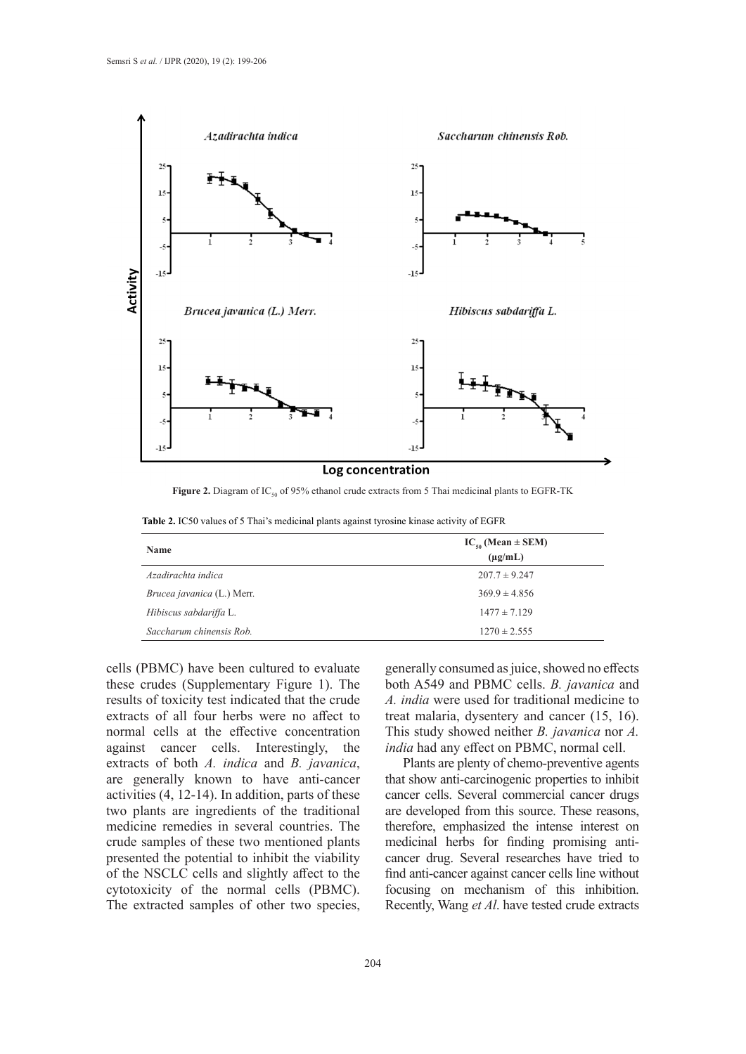**Figure 2.** Diagram of $IC_{50}$ of 95% ethanol crude extracts from 5 Thai medicinal plants to EGFR-TK

**Table 2.** IC50 values of 5 Thai's medicinal plants against tyrosine kinase activity of EGFR

| Name | $IC_{50}$ (Mean ± SEM) (μg/mL) |
|---|---|
| *Azadirachta indica* | 207.7 ± 9.247 |
| *Brucea javanica* (L.) Merr. | 369.9 ± 4.856 |
| *Hibiscus sabdariffa* L. | 1477 ± 7.129 |
| *Saccharum chinensis Rob.* | 1270 ± 2.555 |

cells (PBMC) have been cultured to evaluate these crudes (Supplementary Figure 1). The results of toxicity test indicated that the crude extracts of all four herbs were no affect to normal cells at the effective concentration against cancer cells. Interestingly, the extracts of both *A. indica* and *B. javanica*, are generally known to have anti-cancer activities (4, 12-14). In addition, parts of these two plants are ingredients of the traditional medicine remedies in several countries. The crude samples of these two mentioned plants presented the potential to inhibit the viability of the NSCLC cells and slightly affect to the cytotoxicity of the normal cells (PBMC). The extracted samples of other two species, generally consumed as juice, showed no effects both A549 and PBMC cells. *B. javanica* and *A. india* were used for traditional medicine to treat malaria, dysentery and cancer (15, 16). This study showed neither *B. javanica* nor *A. india* had any effect on PBMC, normal cell.

Plants are plenty of chemo-preventive agents that show anti-carcinogenic properties to inhibit cancer cells. Several commercial cancer drugs are developed from this source. These reasons, therefore, emphasized the intense interest on medicinal herbs for finding promising anti-cancer drug. Several researches have tried to find anti-cancer against cancer cells line without focusing on mechanism of this inhibition. Recently, Wang *et Al*. have tested crude extracts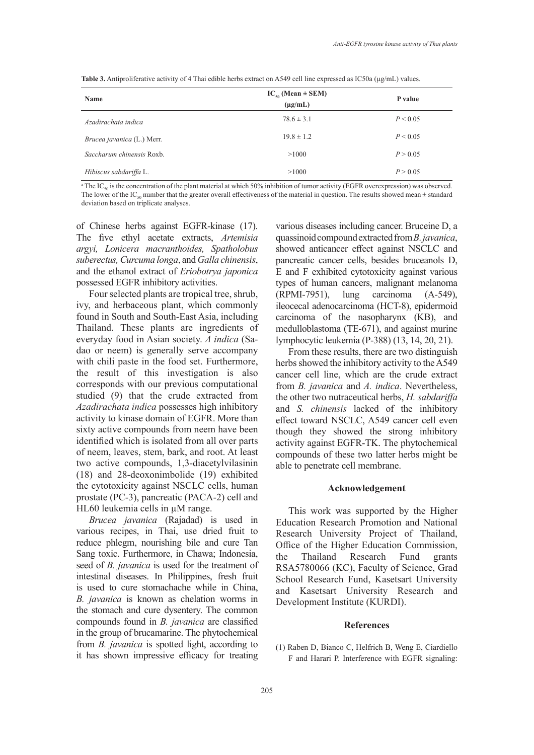**Table 3.** Antiproliferative activity of 4 Thai edible herbs extract on A549 cell line expressed as IC50a (µg/mL) values.

| Name | $IC_{50}$ (Mean ± SEM) (µg/mL) | P value |
|---|---|---|
| *Azadirachata indica* | 78.6 ± 3.1 | $P < 0.05$ |
| *Brucea javanica* (L.) Merr. | 19.8 ± 1.2 | $P < 0.05$ |
| *Saccharum chinensis* Roxb. | >1000 | $P > 0.05$ |
| *Hibiscus sabdariffa* L. | >1000 | $P > 0.05$ |

[a] The $IC_{50}$ is the concentration of the plant material at which 50% inhibition of tumor activity (EGFR overexpression) was observed. The lower of the $IC_{50}$ number that the greater overall effectiveness of the material in question. The results showed mean ± standard deviation based on triplicate analyses.

of Chinese herbs against EGFR-kinase (17). The five ethyl acetate extracts, *Artemisia argyi, Lonicera macranthoides, Spatholobus suberectus, Curcuma longa*, and *Galla chinensis*, and the ethanol extract of *Eriobotrya japonica* possessed EGFR inhibitory activities.

Four selected plants are tropical tree, shrub, ivy, and herbaceous plant, which commonly found in South and South-East Asia, including Thailand. These plants are ingredients of everyday food in Asian society. *A indica* (Sa-dao or neem) is generally serve accompany with chili paste in the food set. Furthermore, the result of this investigation is also corresponds with our previous computational studied (9) that the crude extracted from *Azadirachata indica* possesses high inhibitory activity to kinase domain of EGFR. More than sixty active compounds from neem have been identified which is isolated from all over parts of neem, leaves, stem, bark, and root. At least two active compounds, 1,3-diacetylvilasinin (18) and 28-deoxonimbolide (19) exhibited the cytotoxicity against NSCLC cells, human prostate (PC-3), pancreatic (PACA-2) cell and HL60 leukemia cells in µM range.

*Brucea javanica* (Rajadad) is used in various recipes, in Thai, use dried fruit to reduce phlegm, nourishing bile and cure Tan Sang toxic. Furthermore, in Chawa; Indonesia, seed of *B. javanica* is used for the treatment of intestinal diseases. In Philippines, fresh fruit is used to cure stomachache while in China, *B. javanica* is known as chelation worms in the stomach and cure dysentery. The common compounds found in *B. javanica* are classified in the group of brucamarine. The phytochemical from *B. javanica* is spotted light, according to it has shown impressive efficacy for treating various diseases including cancer. Bruceine D, a quassinoid compound extracted from *B. javanica*, showed anticancer effect against NSCLC and pancreatic cancer cells, besides bruceanols D, E and F exhibited cytotoxicity against various types of human cancers, malignant melanoma (RPMI-7951), lung carcinoma (A-549), ileocecal adenocarcinoma (HCT-8), epidermoid carcinoma of the nasopharynx (KB), and medulloblastoma (TE-671), and against murine lymphocytic leukemia (P-388) (13, 14, 20, 21).

From these results, there are two distinguish herbs showed the inhibitory activity to the A549 cancer cell line, which are the crude extract from *B. javanica* and *A. indica*. Nevertheless, the other two nutraceutical herbs, *H. sabdariffa* and *S. chinensis* lacked of the inhibitory effect toward NSCLC, A549 cancer cell even though they showed the strong inhibitory activity against EGFR-TK. The phytochemical compounds of these two latter herbs might be able to penetrate cell membrane.

## Acknowledgement

This work was supported by the Higher Education Research Promotion and National Research University Project of Thailand, Office of the Higher Education Commission, the Thailand Research Fund grants RSA5780066 (KC), Faculty of Science, Grad School Research Fund, Kasetsart University and Kasetsart University Research and Development Institute (KURDI).

## References

(1) Raben D, Bianco C, Helfrich B, Weng E, Ciardiello F and Harari P. Interference with EGFR signaling: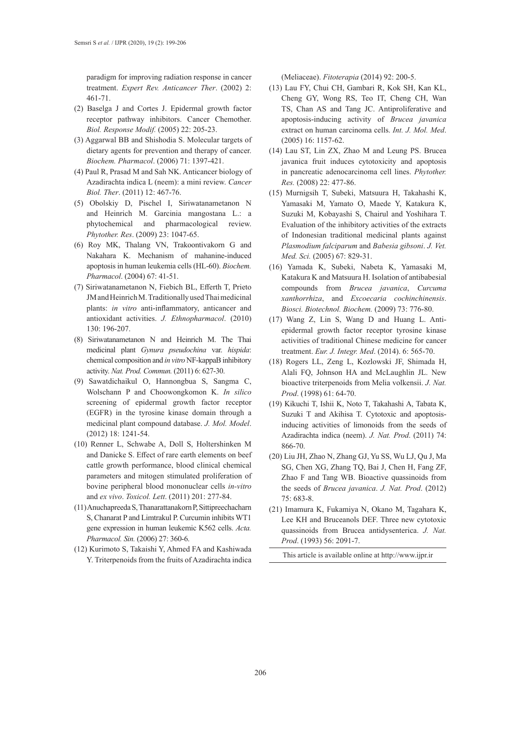paradigm for improving radiation response in cancer treatment. *Expert Rev. Anticancer Ther*. (2002) 2: 461-71.

(2) Baselga J and Cortes J. Epidermal growth factor receptor pathway inhibitors. Cancer Chemother. *Biol. Response Modif.* (2005) 22: 205-23.

(3) Aggarwal BB and Shishodia S. Molecular targets of dietary agents for prevention and therapy of cancer. *Biochem. Pharmacol*. (2006) 71: 1397-421.

(4) Paul R, Prasad M and Sah NK. Anticancer biology of Azadirachta indica L (neem): a mini review. *Cancer Biol. Ther*. (2011) 12: 467-76.

(5) Obolskiy D, Pischel I, Siriwatanametanon N and Heinrich M. Garcinia mangostana L.: a phytochemical and pharmacological review. *Phytother. Res*. (2009) 23: 1047-65.

(6) Roy MK, Thalang VN, Trakoontivakorn G and Nakahara K. Mechanism of mahanine-induced apoptosis in human leukemia cells (HL-60). *Biochem. Pharmacol*. (2004) 67: 41-51.

(7) Siriwatanametanon N, Fiebich BL, Efferth T, Prieto JM and Heinrich M. Traditionally used Thai medicinal plants: *in vitro* anti-inflammatory, anticancer and antioxidant activities. *J. Ethnopharmacol*. (2010) 130: 196-207.

(8) Siriwatanametanon N and Heinrich M. The Thai medicinal plant *Gynura pseudochina* var. *hispida*: chemical composition and *in vitro* NF-kappaB inhibitory activity. *Nat. Prod. Commun.* (2011) 6: 627-30.

(9) Sawatdichaikul O, Hannongbua S, Sangma C, Wolschann P and Choowongkomon K. *In silico* screening of epidermal growth factor receptor (EGFR) in the tyrosine kinase domain through a medicinal plant compound database. *J. Mol. Model*. (2012) 18: 1241-54.

(10) Renner L, Schwabe A, Doll S, Holtershinken M and Danicke S. Effect of rare earth elements on beef cattle growth performance, blood clinical chemical parameters and mitogen stimulated proliferation of bovine peripheral blood mononuclear cells *in-vitro* and *ex vivo*. *Toxicol. Lett*. (2011) 201: 277-84.

(11) Anuchapreeda S, Thanarattanakorn P, Sittipreechacharn S, Chanarat P and Limtrakul P. Curcumin inhibits WT1 gene expression in human leukemic K562 cells. *Acta. Pharmacol. Sin.* (2006) 27: 360-6.

(12) Kurimoto S, Takaishi Y, Ahmed FA and Kashiwada Y. Triterpenoids from the fruits of Azadirachta indica (Meliaceae). *Fitoterapia* (2014) 92: 200-5.

(13) Lau FY, Chui CH, Gambari R, Kok SH, Kan KL, Cheng GY, Wong RS, Teo IT, Cheng CH, Wan TS, Chan AS and Tang JC. Antiproliferative and apoptosis-inducing activity of *Brucea javanica* extract on human carcinoma cells. *Int. J. Mol. Med*. (2005) 16: 1157-62.

(14) Lau ST, Lin ZX, Zhao M and Leung PS. Brucea javanica fruit induces cytotoxicity and apoptosis in pancreatic adenocarcinoma cell lines. *Phytother. Res.* (2008) 22: 477-86.

(15) Murnigsih T, Subeki, Matsuura H, Takahashi K, Yamasaki M, Yamato O, Maede Y, Katakura K, Suzuki M, Kobayashi S, Chairul and Yoshihara T. Evaluation of the inhibitory activities of the extracts of Indonesian traditional medicinal plants against *Plasmodium falciparum* and *Babesia gibsoni*. *J. Vet. Med. Sci.* (2005) 67: 829-31.

(16) Yamada K, Subeki, Nabeta K, Yamasaki M, Katakura K and Matsuura H. Isolation of antibabesial compounds from *Brucea javanica*, *Curcuma xanthorrhiza*, and *Excoecaria cochinchinensis*. *Biosci. Biotechnol. Biochem.* (2009) 73: 776-80.

(17) Wang Z, Lin S, Wang D and Huang L. Anti-epidermal growth factor receptor tyrosine kinase activities of traditional Chinese medicine for cancer treatment. *Eur. J. Integr. Med*. (2014). 6: 565-70.

(18) Rogers LL, Zeng L, Kozlowski JF, Shimada H, Alali FQ, Johnson HA and McLaughlin JL. New bioactive triterpenoids from Melia volkensii. *J. Nat. Prod*. (1998) 61: 64-70.

(19) Kikuchi T, Ishii K, Noto T, Takahashi A, Tabata K, Suzuki T and Akihisa T. Cytotoxic and apoptosis-inducing activities of limonoids from the seeds of Azadirachta indica (neem). *J. Nat. Prod*. (2011) 74: 866-70.

(20) Liu JH, Zhao N, Zhang GJ, Yu SS, Wu LJ, Qu J, Ma SG, Chen XG, Zhang TQ, Bai J, Chen H, Fang ZF, Zhao F and Tang WB. Bioactive quassinoids from the seeds of *Brucea javanica*. *J. Nat. Prod*. (2012) 75: 683-8.

(21) Imamura K, Fukamiya N, Okano M, Tagahara K, Lee KH and Bruceanols DEF. Three new cytotoxic quassinoids from Brucea antidysenterica. *J. Nat. Prod*. (1993) 56: 2091-7.

This article is available online at http://www.ijpr.ir